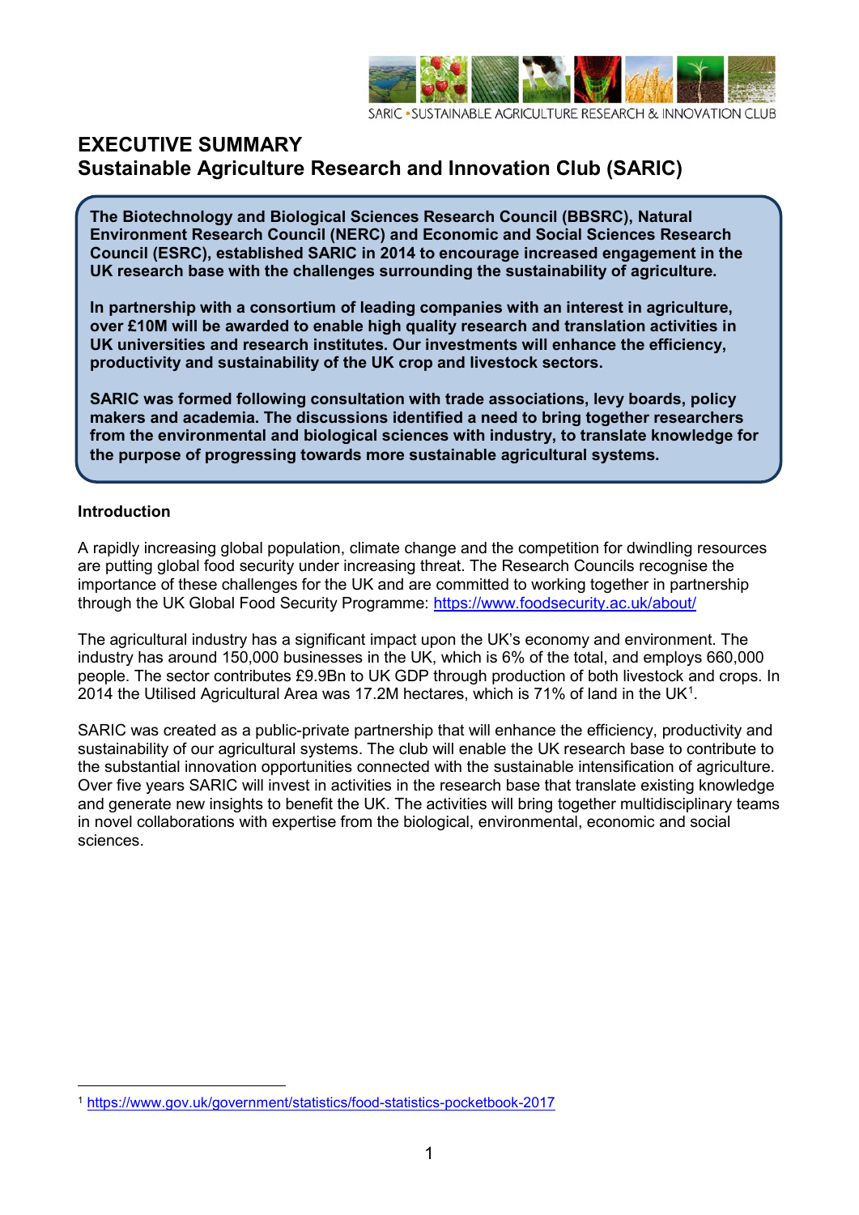SARIC •SUSTAINABLE AGRICULTURE RESEARCH & INNOVATION CLUB

# EXECUTIVE SUMMARY
# Sustainable Agriculture Research and Innovation Club (SARIC)

**The Biotechnology and Biological Sciences Research Council (BBSRC), Natural Environment Research Council (NERC) and Economic and Social Sciences Research Council (ESRC), established SARIC in 2014 to encourage increased engagement in the UK research base with the challenges surrounding the sustainability of agriculture.**

**In partnership with a consortium of leading companies with an interest in agriculture, over £10M will be awarded to enable high quality research and translation activities in UK universities and research institutes. Our investments will enhance the efficiency, productivity and sustainability of the UK crop and livestock sectors.**

**SARIC was formed following consultation with trade associations, levy boards, policy makers and academia. The discussions identified a need to bring together researchers from the environmental and biological sciences with industry, to translate knowledge for the purpose of progressing towards more sustainable agricultural systems.**

### Introduction

A rapidly increasing global population, climate change and the competition for dwindling resources are putting global food security under increasing threat. The Research Councils recognise the importance of these challenges for the UK and are committed to working together in partnership through the UK Global Food Security Programme: https://www.foodsecurity.ac.uk/about/

The agricultural industry has a significant impact upon the UK's economy and environment. The industry has around 150,000 businesses in the UK, which is 6% of the total, and employs 660,000 people. The sector contributes £9.9Bn to UK GDP through production of both livestock and crops. In 2014 the Utilised Agricultural Area was 17.2M hectares, which is 71% of land in the UK[1].

SARIC was created as a public-private partnership that will enhance the efficiency, productivity and sustainability of our agricultural systems. The club will enable the UK research base to contribute to the substantial innovation opportunities connected with the sustainable intensification of agriculture. Over five years SARIC will invest in activities in the research base that translate existing knowledge and generate new insights to benefit the UK. The activities will bring together multidisciplinary teams in novel collaborations with expertise from the biological, environmental, economic and social sciences.

[1] https://www.gov.uk/government/statistics/food-statistics-pocketbook-2017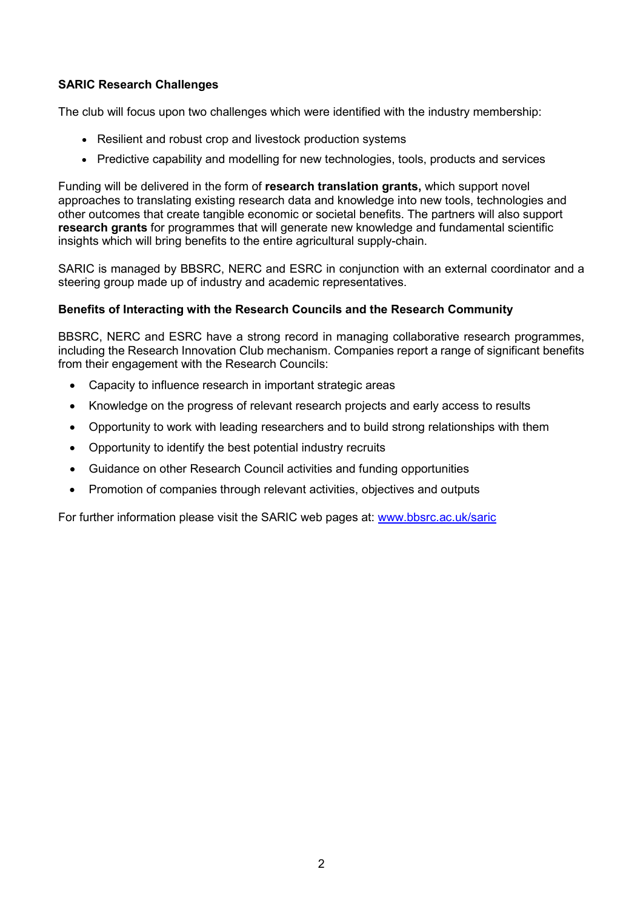**SARIC Research Challenges**

The club will focus upon two challenges which were identified with the industry membership:

- Resilient and robust crop and livestock production systems
- Predictive capability and modelling for new technologies, tools, products and services

Funding will be delivered in the form of **research translation grants,** which support novel approaches to translating existing research data and knowledge into new tools, technologies and other outcomes that create tangible economic or societal benefits. The partners will also support **research grants** for programmes that will generate new knowledge and fundamental scientific insights which will bring benefits to the entire agricultural supply-chain.

SARIC is managed by BBSRC, NERC and ESRC in conjunction with an external coordinator and a steering group made up of industry and academic representatives.

**Benefits of Interacting with the Research Councils and the Research Community**

BBSRC, NERC and ESRC have a strong record in managing collaborative research programmes, including the Research Innovation Club mechanism. Companies report a range of significant benefits from their engagement with the Research Councils:

- Capacity to influence research in important strategic areas
- Knowledge on the progress of relevant research projects and early access to results
- Opportunity to work with leading researchers and to build strong relationships with them
- Opportunity to identify the best potential industry recruits
- Guidance on other Research Council activities and funding opportunities
- Promotion of companies through relevant activities, objectives and outputs

For further information please visit the SARIC web pages at: [www.bbsrc.ac.uk/saric](http://www.bbsrc.ac.uk/saric)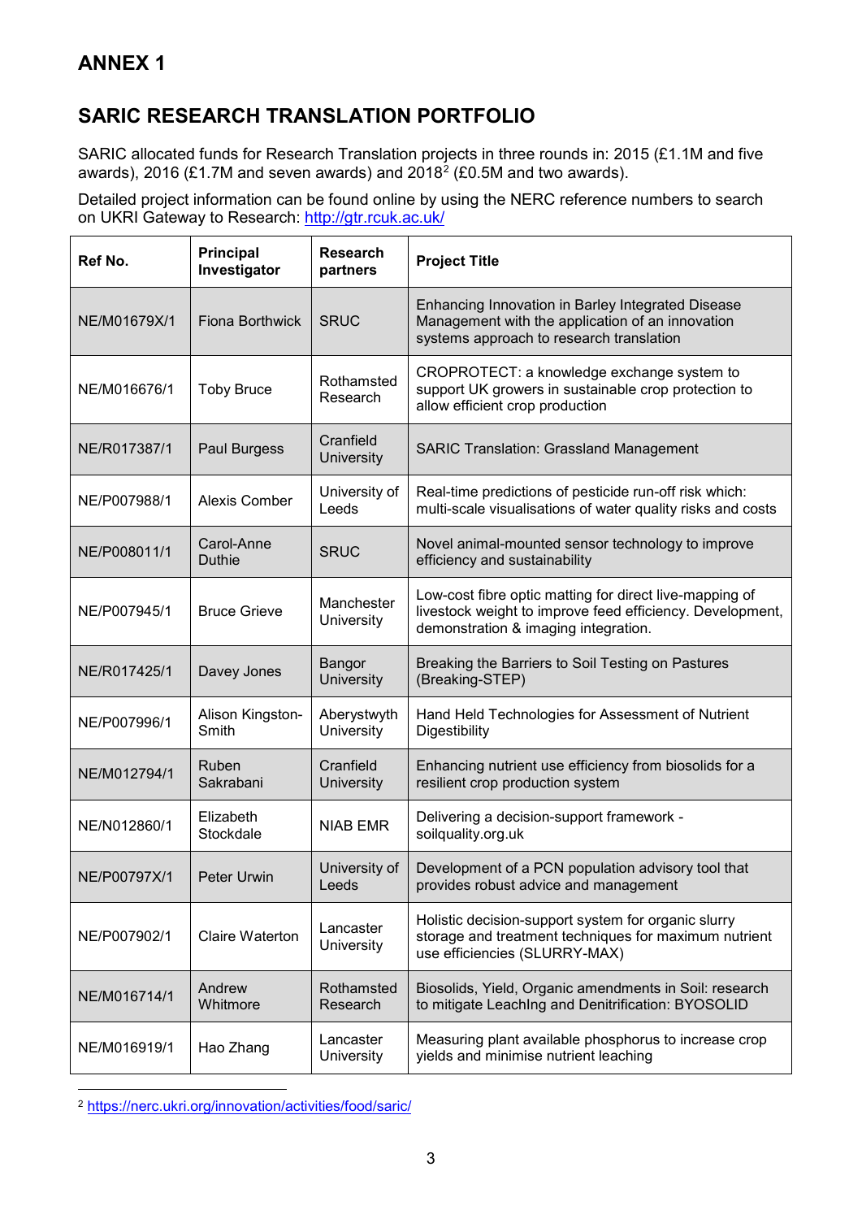# ANNEX 1

## SARIC RESEARCH TRANSLATION PORTFOLIO

SARIC allocated funds for Research Translation projects in three rounds in: 2015 (£1.1M and five awards), 2016 (£1.7M and seven awards) and 2018[2] (£0.5M and two awards).

Detailed project information can be found online by using the NERC reference numbers to search on UKRI Gateway to Research: http://gtr.rcuk.ac.uk/

| Ref No. | Principal Investigator | Research partners | Project Title |
|---|---|---|---|
| NE/M01679X/1 | Fiona Borthwick | SRUC | Enhancing Innovation in Barley Integrated Disease Management with the application of an innovation systems approach to research translation |
| NE/M016676/1 | Toby Bruce | Rothamsted Research | CROPROTECT: a knowledge exchange system to support UK growers in sustainable crop protection to allow efficient crop production |
| NE/R017387/1 | Paul Burgess | Cranfield University | SARIC Translation: Grassland Management |
| NE/P007988/1 | Alexis Comber | University of Leeds | Real-time predictions of pesticide run-off risk which: multi-scale visualisations of water quality risks and costs |
| NE/P008011/1 | Carol-Anne Duthie | SRUC | Novel animal-mounted sensor technology to improve efficiency and sustainability |
| NE/P007945/1 | Bruce Grieve | Manchester University | Low-cost fibre optic matting for direct live-mapping of livestock weight to improve feed efficiency. Development, demonstration & imaging integration. |
| NE/R017425/1 | Davey Jones | Bangor University | Breaking the Barriers to Soil Testing on Pastures (Breaking-STEP) |
| NE/P007996/1 | Alison Kingston-Smith | Aberystwyth University | Hand Held Technologies for Assessment of Nutrient Digestibility |
| NE/M012794/1 | Ruben Sakrabani | Cranfield University | Enhancing nutrient use efficiency from biosolids for a resilient crop production system |
| NE/N012860/1 | Elizabeth Stockdale | NIAB EMR | Delivering a decision-support framework - soilquality.org.uk |
| NE/P00797X/1 | Peter Urwin | University of Leeds | Development of a PCN population advisory tool that provides robust advice and management |
| NE/P007902/1 | Claire Waterton | Lancaster University | Holistic decision-support system for organic slurry storage and treatment techniques for maximum nutrient use efficiencies (SLURRY-MAX) |
| NE/M016714/1 | Andrew Whitmore | Rothamsted Research | Biosolids, Yield, Organic amendments in Soil: research to mitigate LeachIng and Denitrification: BYOSOLID |
| NE/M016919/1 | Hao Zhang | Lancaster University | Measuring plant available phosphorus to increase crop yields and minimise nutrient leaching |

[2] https://nerc.ukri.org/innovation/activities/food/saric/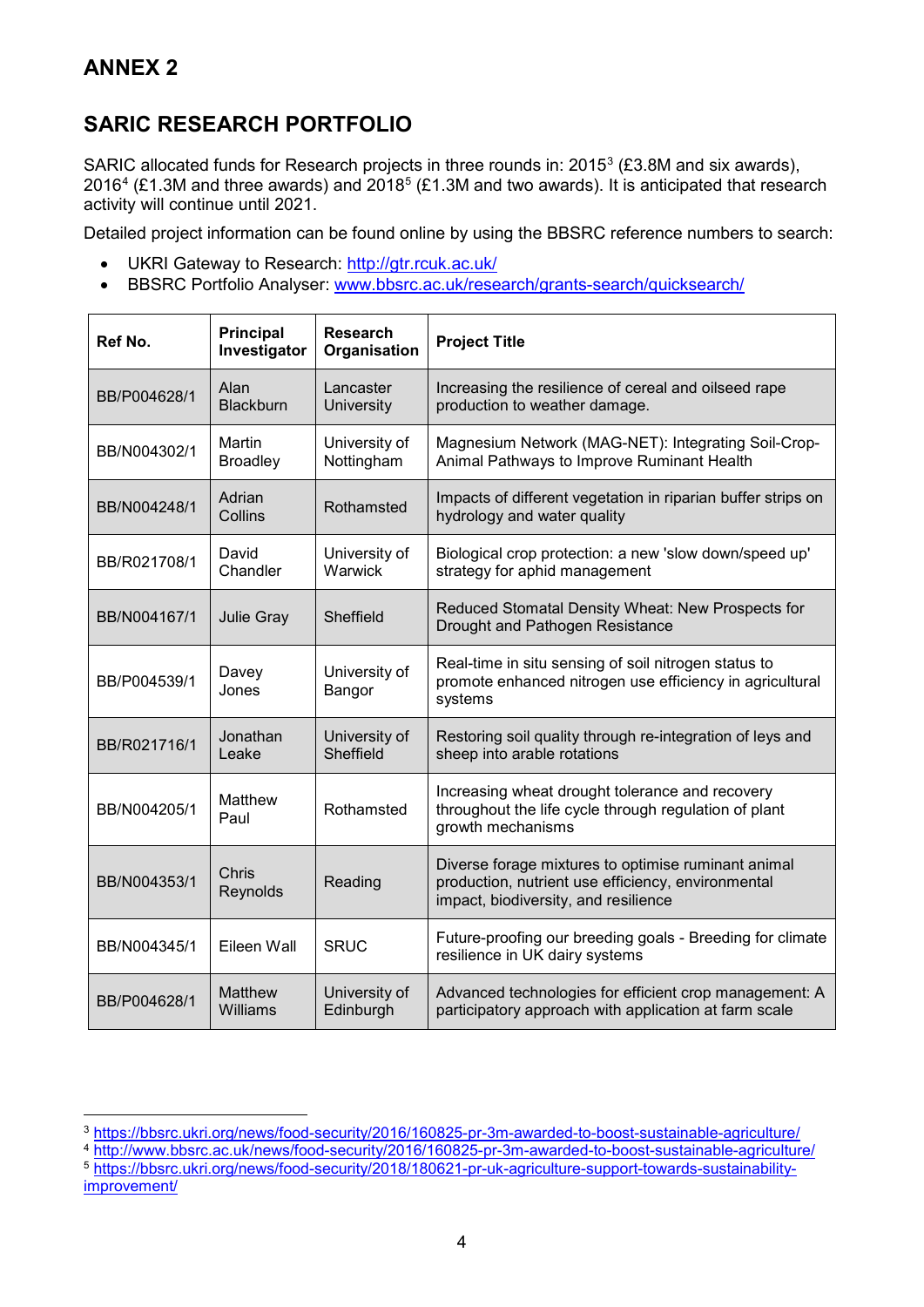# ANNEX 2

## SARIC RESEARCH PORTFOLIO

SARIC allocated funds for Research projects in three rounds in: 2015[3] (£3.8M and six awards), 2016[4] (£1.3M and three awards) and 2018[5] (£1.3M and two awards). It is anticipated that research activity will continue until 2021.

Detailed project information can be found online by using the BBSRC reference numbers to search:

- UKRI Gateway to Research: http://gtr.rcuk.ac.uk/
- BBSRC Portfolio Analyser: www.bbsrc.ac.uk/research/grants-search/quicksearch/

| Ref No. | Principal Investigator | Research Organisation | Project Title |
|---|---|---|---|
| BB/P004628/1 | Alan Blackburn | Lancaster University | Increasing the resilience of cereal and oilseed rape production to weather damage. |
| BB/N004302/1 | Martin Broadley | University of Nottingham | Magnesium Network (MAG-NET): Integrating Soil-Crop-Animal Pathways to Improve Ruminant Health |
| BB/N004248/1 | Adrian Collins | Rothamsted | Impacts of different vegetation in riparian buffer strips on hydrology and water quality |
| BB/R021708/1 | David Chandler | University of Warwick | Biological crop protection: a new 'slow down/speed up' strategy for aphid management |
| BB/N004167/1 | Julie Gray | Sheffield | Reduced Stomatal Density Wheat: New Prospects for Drought and Pathogen Resistance |
| BB/P004539/1 | Davey Jones | University of Bangor | Real-time in situ sensing of soil nitrogen status to promote enhanced nitrogen use efficiency in agricultural systems |
| BB/R021716/1 | Jonathan Leake | University of Sheffield | Restoring soil quality through re-integration of leys and sheep into arable rotations |
| BB/N004205/1 | Matthew Paul | Rothamsted | Increasing wheat drought tolerance and recovery throughout the life cycle through regulation of plant growth mechanisms |
| BB/N004353/1 | Chris Reynolds | Reading | Diverse forage mixtures to optimise ruminant animal production, nutrient use efficiency, environmental impact, biodiversity, and resilience |
| BB/N004345/1 | Eileen Wall | SRUC | Future-proofing our breeding goals - Breeding for climate resilience in UK dairy systems |
| BB/P004628/1 | Matthew Williams | University of Edinburgh | Advanced technologies for efficient crop management: A participatory approach with application at farm scale |

[3] https://bbsrc.ukri.org/news/food-security/2016/160825-pr-3m-awarded-to-boost-sustainable-agriculture/

[4] http://www.bbsrc.ac.uk/news/food-security/2016/160825-pr-3m-awarded-to-boost-sustainable-agriculture/

[5] https://bbsrc.ukri.org/news/food-security/2018/180621-pr-uk-agriculture-support-towards-sustainability-improvement/